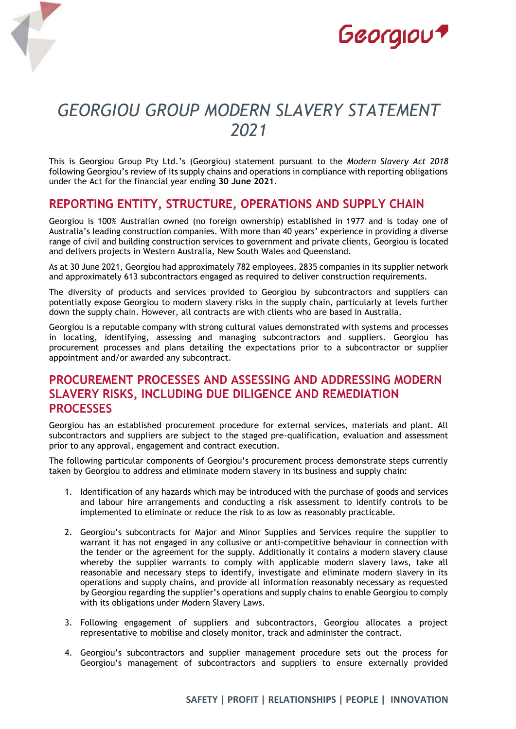# GEORGIOU GROUP MODERN SLAVERY STATEMENT 2021

This is Georgiou Group Pty Ltd.'s (Georgiou) statement pursuant to the *Modern Slavery Act 2018* following Georgiou's review of its supply chains and operations in compliance with reporting obligations under the Act for the financial year ending **30 June 2021**.

## REPORTING ENTITY, STRUCTURE, OPERATIONS AND SUPPLY CHAIN

Georgiou is 100% Australian owned (no foreign ownership) established in 1977 and is today one of Australia's leading construction companies. With more than 40 years' experience in providing a diverse range of civil and building construction services to government and private clients, Georgiou is located and delivers projects in Western Australia, New South Wales and Queensland.

As at 30 June 2021, Georgiou had approximately 782 employees, 2835 companies in its supplier network and approximately 613 subcontractors engaged as required to deliver construction requirements.

The diversity of products and services provided to Georgiou by subcontractors and suppliers can potentially expose Georgiou to modern slavery risks in the supply chain, particularly at levels further down the supply chain. However, all contracts are with clients who are based in Australia.

Georgiou is a reputable company with strong cultural values demonstrated with systems and processes in locating, identifying, assessing and managing subcontractors and suppliers. Georgiou has procurement processes and plans detailing the expectations prior to a subcontractor or supplier appointment and/or awarded any subcontract.

## PROCUREMENT PROCESSES AND ASSESSING AND ADDRESSING MODERN SLAVERY RISKS, INCLUDING DUE DILIGENCE AND REMEDIATION PROCESSES

Georgiou has an established procurement procedure for external services, materials and plant. All subcontractors and suppliers are subject to the staged pre-qualification, evaluation and assessment prior to any approval, engagement and contract execution.

The following particular components of Georgiou's procurement process demonstrate steps currently taken by Georgiou to address and eliminate modern slavery in its business and supply chain:

1. Identification of any hazards which may be introduced with the purchase of goods and services and labour hire arrangements and conducting a risk assessment to identify controls to be implemented to eliminate or reduce the risk to as low as reasonably practicable.

2. Georgiou's subcontracts for Major and Minor Supplies and Services require the supplier to warrant it has not engaged in any collusive or anti-competitive behaviour in connection with the tender or the agreement for the supply. Additionally it contains a modern slavery clause whereby the supplier warrants to comply with applicable modern slavery laws, take all reasonable and necessary steps to identify, investigate and eliminate modern slavery in its operations and supply chains, and provide all information reasonably necessary as requested by Georgiou regarding the supplier's operations and supply chains to enable Georgiou to comply with its obligations under Modern Slavery Laws.

3. Following engagement of suppliers and subcontractors, Georgiou allocates a project representative to mobilise and closely monitor, track and administer the contract.

4. Georgiou's subcontractors and supplier management procedure sets out the process for Georgiou's management of subcontractors and suppliers to ensure externally provided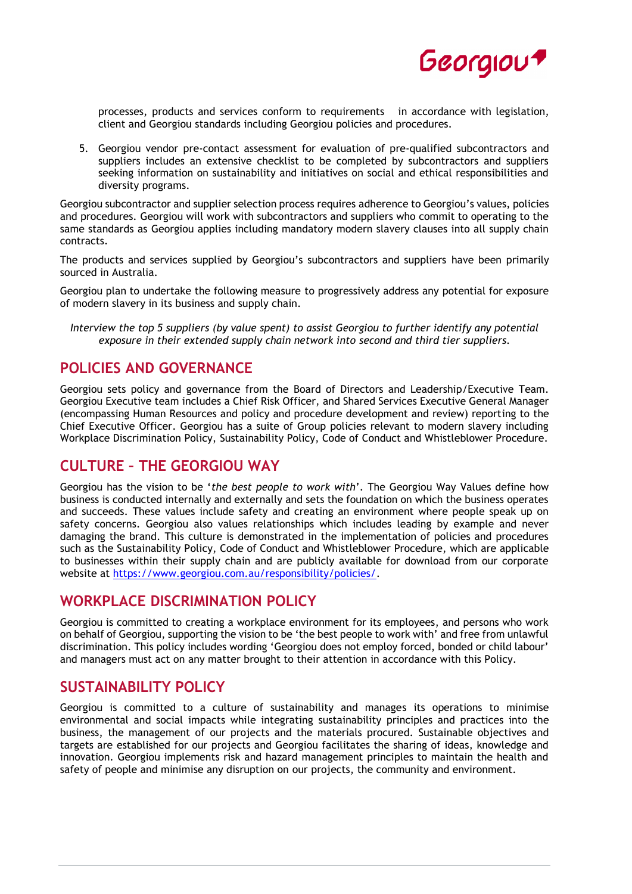processes, products and services conform to requirements in accordance with legislation, client and Georgiou standards including Georgiou policies and procedures.

5. Georgiou vendor pre-contact assessment for evaluation of pre-qualified subcontractors and suppliers includes an extensive checklist to be completed by subcontractors and suppliers seeking information on sustainability and initiatives on social and ethical responsibilities and diversity programs.

Georgiou subcontractor and supplier selection process requires adherence to Georgiou's values, policies and procedures. Georgiou will work with subcontractors and suppliers who commit to operating to the same standards as Georgiou applies including mandatory modern slavery clauses into all supply chain contracts.

The products and services supplied by Georgiou's subcontractors and suppliers have been primarily sourced in Australia.

Georgiou plan to undertake the following measure to progressively address any potential for exposure of modern slavery in its business and supply chain.

*Interview the top 5 suppliers (by value spent) to assist Georgiou to further identify any potential exposure in their extended supply chain network into second and third tier suppliers.*

## POLICIES AND GOVERNANCE

Georgiou sets policy and governance from the Board of Directors and Leadership/Executive Team. Georgiou Executive team includes a Chief Risk Officer, and Shared Services Executive General Manager (encompassing Human Resources and policy and procedure development and review) reporting to the Chief Executive Officer. Georgiou has a suite of Group policies relevant to modern slavery including Workplace Discrimination Policy, Sustainability Policy, Code of Conduct and Whistleblower Procedure.

## CULTURE – THE GEORGIOU WAY

Georgiou has the vision to be '*the best people to work with*'. The Georgiou Way Values define how business is conducted internally and externally and sets the foundation on which the business operates and succeeds. These values include safety and creating an environment where people speak up on safety concerns. Georgiou also values relationships which includes leading by example and never damaging the brand. This culture is demonstrated in the implementation of policies and procedures such as the Sustainability Policy, Code of Conduct and Whistleblower Procedure, which are applicable to businesses within their supply chain and are publicly available for download from our corporate website at [https://www.georgiou.com.au/responsibility/policies/](https://www.georgiou.com.au/responsibility/policies/).

## WORKPLACE DISCRIMINATION POLICY

Georgiou is committed to creating a workplace environment for its employees, and persons who work on behalf of Georgiou, supporting the vision to be 'the best people to work with' and free from unlawful discrimination. This policy includes wording 'Georgiou does not employ forced, bonded or child labour' and managers must act on any matter brought to their attention in accordance with this Policy.

## SUSTAINABILITY POLICY

Georgiou is committed to a culture of sustainability and manages its operations to minimise environmental and social impacts while integrating sustainability principles and practices into the business, the management of our projects and the materials procured. Sustainable objectives and targets are established for our projects and Georgiou facilitates the sharing of ideas, knowledge and innovation. Georgiou implements risk and hazard management principles to maintain the health and safety of people and minimise any disruption on our projects, the community and environment.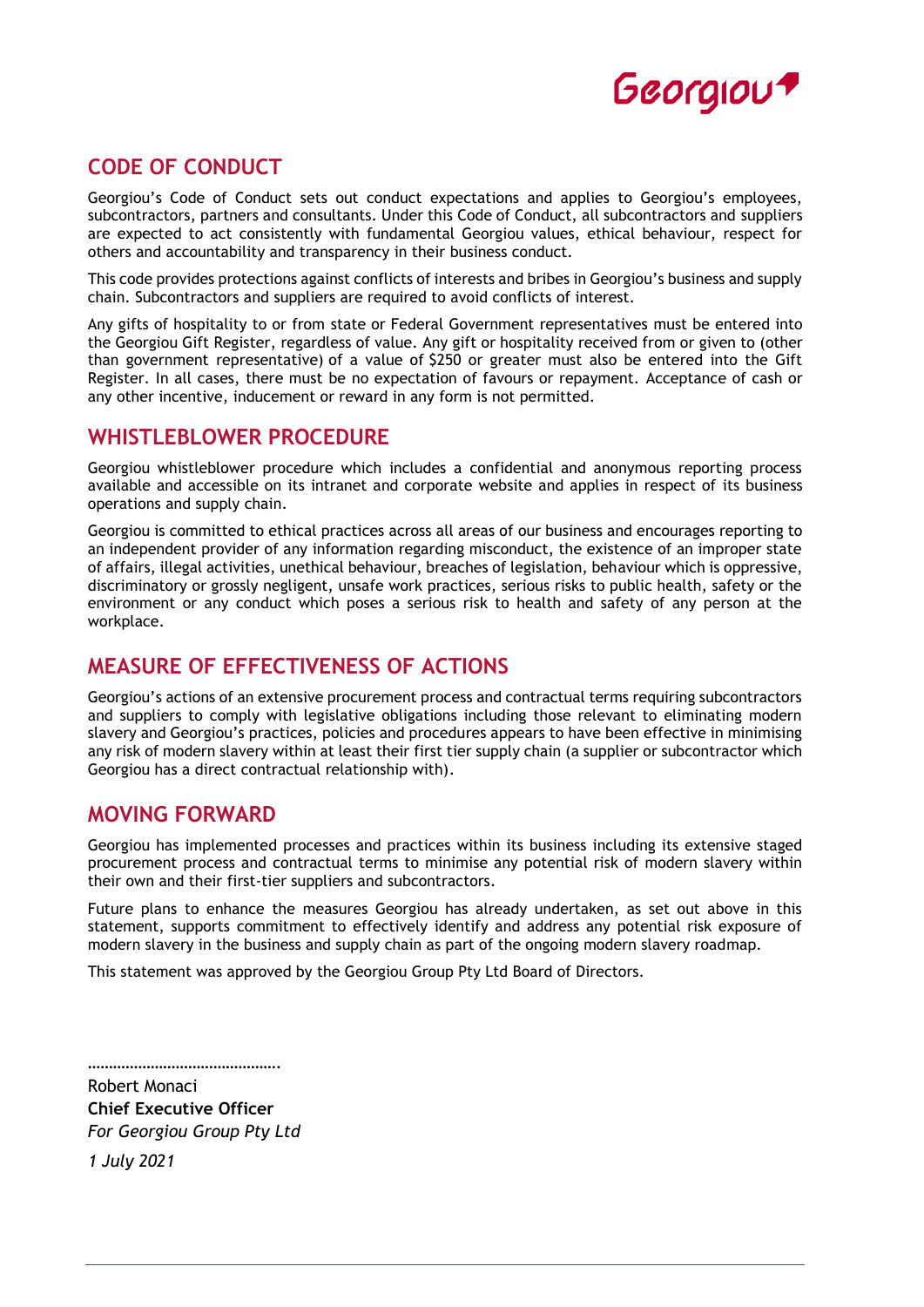## CODE OF CONDUCT

Georgiou's Code of Conduct sets out conduct expectations and applies to Georgiou's employees, subcontractors, partners and consultants. Under this Code of Conduct, all subcontractors and suppliers are expected to act consistently with fundamental Georgiou values, ethical behaviour, respect for others and accountability and transparency in their business conduct.

This code provides protections against conflicts of interests and bribes in Georgiou's business and supply chain. Subcontractors and suppliers are required to avoid conflicts of interest.

Any gifts of hospitality to or from state or Federal Government representatives must be entered into the Georgiou Gift Register, regardless of value. Any gift or hospitality received from or given to (other than government representative) of a value of $250 or greater must also be entered into the Gift Register. In all cases, there must be no expectation of favours or repayment. Acceptance of cash or any other incentive, inducement or reward in any form is not permitted.

## WHISTLEBLOWER PROCEDURE

Georgiou whistleblower procedure which includes a confidential and anonymous reporting process available and accessible on its intranet and corporate website and applies in respect of its business operations and supply chain.

Georgiou is committed to ethical practices across all areas of our business and encourages reporting to an independent provider of any information regarding misconduct, the existence of an improper state of affairs, illegal activities, unethical behaviour, breaches of legislation, behaviour which is oppressive, discriminatory or grossly negligent, unsafe work practices, serious risks to public health, safety or the environment or any conduct which poses a serious risk to health and safety of any person at the workplace.

## MEASURE OF EFFECTIVENESS OF ACTIONS

Georgiou's actions of an extensive procurement process and contractual terms requiring subcontractors and suppliers to comply with legislative obligations including those relevant to eliminating modern slavery and Georgiou's practices, policies and procedures appears to have been effective in minimising any risk of modern slavery within at least their first tier supply chain (a supplier or subcontractor which Georgiou has a direct contractual relationship with).

## MOVING FORWARD

Georgiou has implemented processes and practices within its business including its extensive staged procurement process and contractual terms to minimise any potential risk of modern slavery within their own and their first-tier suppliers and subcontractors.

Future plans to enhance the measures Georgiou has already undertaken, as set out above in this statement, supports commitment to effectively identify and address any potential risk exposure of modern slavery in the business and supply chain as part of the ongoing modern slavery roadmap.

This statement was approved by the Georgiou Group Pty Ltd Board of Directors.

……………………………………….

Robert Monaci

**Chief Executive Officer**

*For Georgiou Group Pty Ltd*

*1 July 2021*